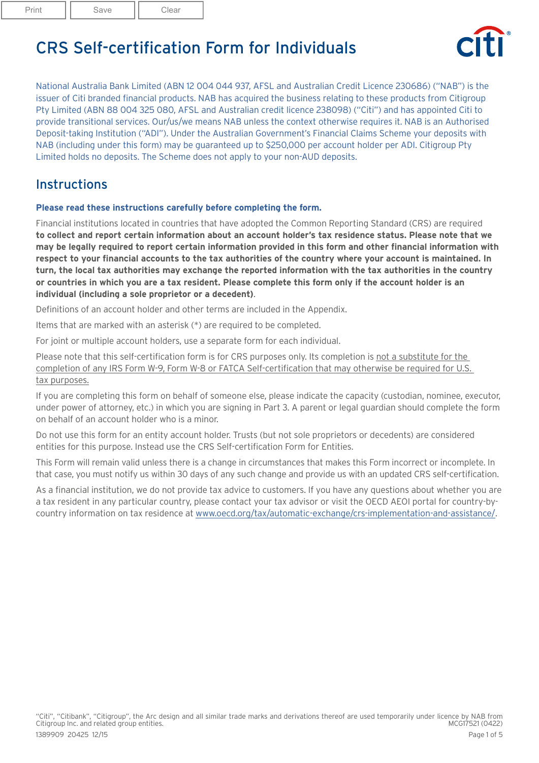# CRS Self-certification Form for Individuals

National Australia Bank Limited (ABN 12 004 044 937, AFSL and Australian Credit Licence 230686) ("NAB") is the issuer of Citi branded financial products. NAB has acquired the business relating to these products from Citigroup Pty Limited (ABN 88 004 325 080, AFSL and Australian credit licence 238098) ("Citi") and has appointed Citi to provide transitional services. Our/us/we means NAB unless the context otherwise requires it. NAB is an Authorised Deposit-taking Institution ("ADI"). Under the Australian Government's Financial Claims Scheme your deposits with NAB (including under this form) may be guaranteed up to $250,000 per account holder per ADI. Citigroup Pty Limited holds no deposits. The Scheme does not apply to your non-AUD deposits.

## Instructions

**Please read these instructions carefully before completing the form.**

Financial institutions located in countries that have adopted the Common Reporting Standard (CRS) are required **to collect and report certain information about an account holder's tax residence status. Please note that we may be legally required to report certain information provided in this form and other financial information with respect to your financial accounts to the tax authorities of the country where your account is maintained. In turn, the local tax authorities may exchange the reported information with the tax authorities in the country or countries in which you are a tax resident. Please complete this form only if the account holder is an individual (including a sole proprietor or a decedent)**.

Definitions of an account holder and other terms are included in the Appendix.

Items that are marked with an asterisk (*) are required to be completed.

For joint or multiple account holders, use a separate form for each individual.

Please note that this self-certification form is for CRS purposes only. Its completion is not a substitute for the completion of any IRS Form W-9, Form W-8 or FATCA Self-certification that may otherwise be required for U.S. tax purposes.

If you are completing this form on behalf of someone else, please indicate the capacity (custodian, nominee, executor, under power of attorney, etc.) in which you are signing in Part 3. A parent or legal guardian should complete the form on behalf of an account holder who is a minor.

Do not use this form for an entity account holder. Trusts (but not sole proprietors or decedents) are considered entities for this purpose. Instead use the CRS Self-certification Form for Entities.

This Form will remain valid unless there is a change in circumstances that makes this Form incorrect or incomplete. In that case, you must notify us within 30 days of any such change and provide us with an updated CRS self-certification.

As a financial institution, we do not provide tax advice to customers. If you have any questions about whether you are a tax resident in any particular country, please contact your tax advisor or visit the OECD AEOI portal for country-by-country information on tax residence at www.oecd.org/tax/automatic-exchange/crs-implementation-and-assistance/.

"Citi", "Citibank", "Citigroup", the Arc design and all similar trade marks and derivations thereof are used temporarily under licence by NAB from Citigroup Inc. and related group entities.

MCG17521 (0422)

1389909 20425 12/15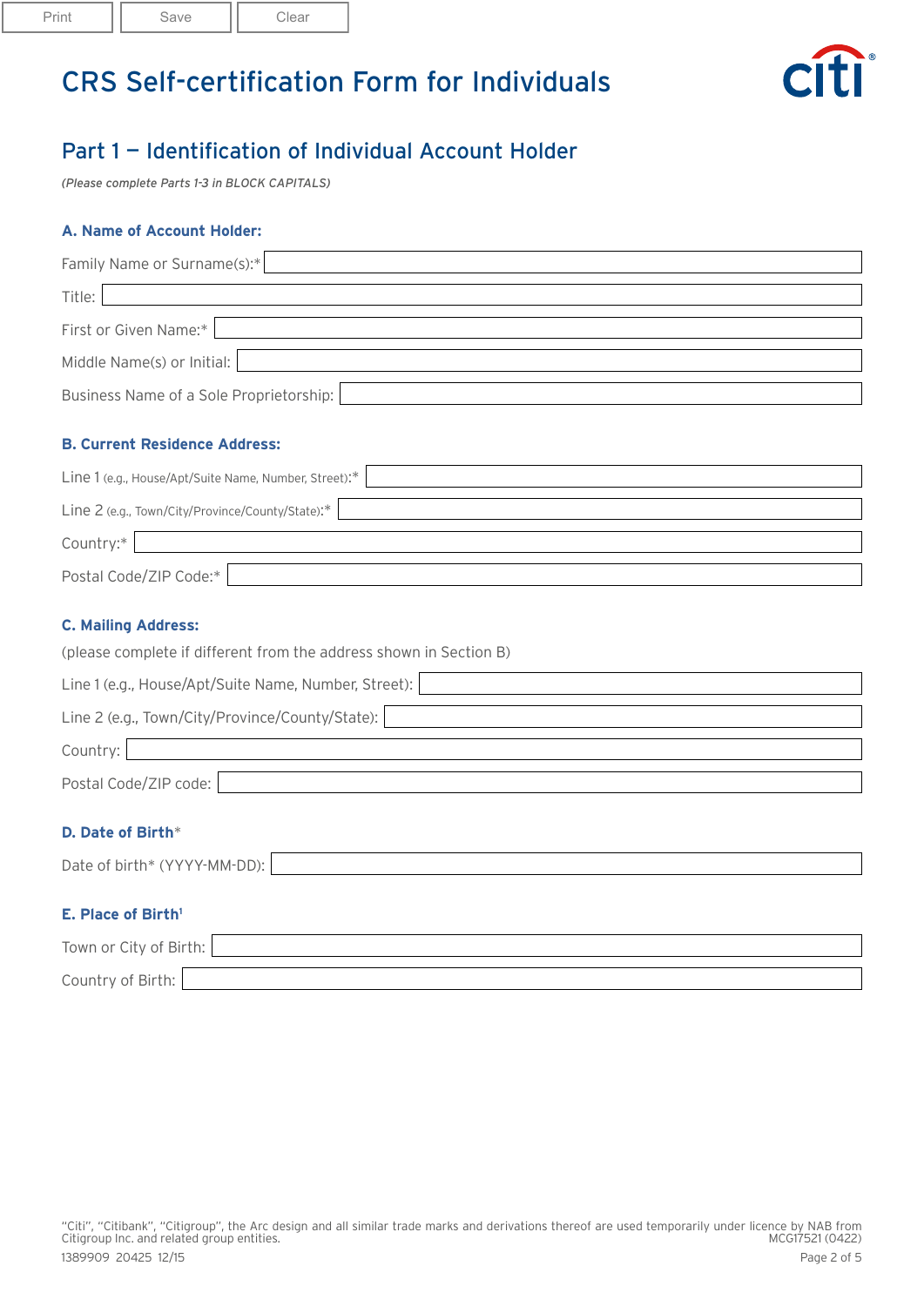# CRS Self-certification Form for Individuals

## Part 1 – Identification of Individual Account Holder

*(Please complete Parts 1-3 in BLOCK CAPITALS)*

### A. Name of Account Holder:

Family Name or Surname(s):*

Title:

First or Given Name:*

Middle Name(s) or Initial:

Business Name of a Sole Proprietorship:

### B. Current Residence Address:

Line 1 (e.g., House/Apt/Suite Name, Number, Street):*

Line 2 (e.g., Town/City/Province/County/State):*

Country:*

Postal Code/ZIP Code:*

### C. Mailing Address:

(please complete if different from the address shown in Section B)

Line 1 (e.g., House/Apt/Suite Name, Number, Street):

Line 2 (e.g., Town/City/Province/County/State):

Country:

Postal Code/ZIP code:

### D. Date of Birth*

Date of birth* (YYYY-MM-DD):

### E. Place of Birth[1]

Town or City of Birth:

Country of Birth:

"Citi", "Citibank", "Citigroup", the Arc design and all similar trade marks and derivations thereof are used temporarily under licence by NAB from Citigroup Inc. and related group entities.

MCG17521 (0422)

1389909 20425 12/15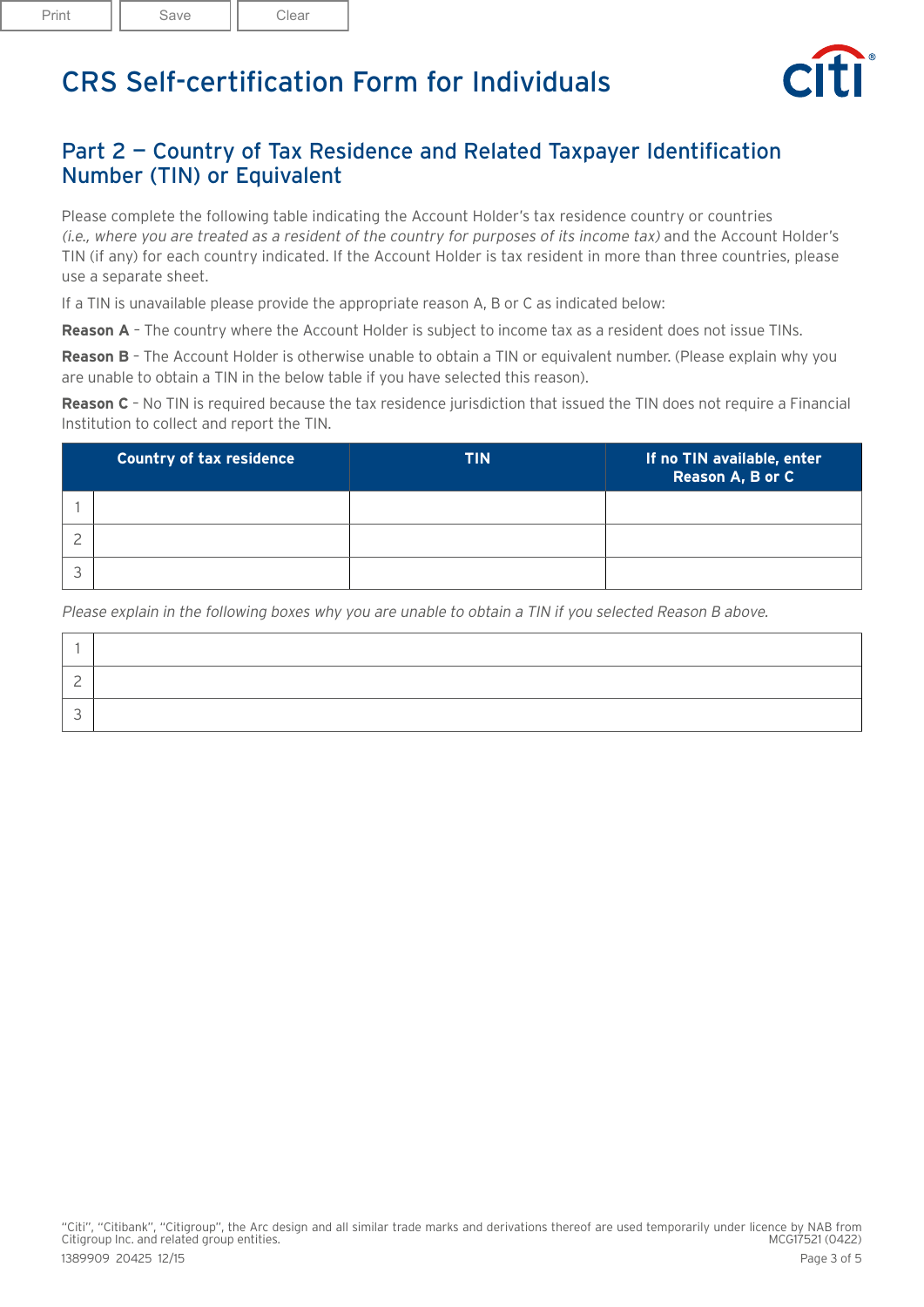# CRS Self-certification Form for Individuals

## Part 2 — Country of Tax Residence and Related Taxpayer Identification Number (TIN) or Equivalent

Please complete the following table indicating the Account Holder's tax residence country or countries *(i.e., where you are treated as a resident of the country for purposes of its income tax)* and the Account Holder's TIN (if any) for each country indicated. If the Account Holder is tax resident in more than three countries, please use a separate sheet.

If a TIN is unavailable please provide the appropriate reason A, B or C as indicated below:

**Reason A** – The country where the Account Holder is subject to income tax as a resident does not issue TINs.

**Reason B** – The Account Holder is otherwise unable to obtain a TIN or equivalent number. (Please explain why you are unable to obtain a TIN in the below table if you have selected this reason).

**Reason C** – No TIN is required because the tax residence jurisdiction that issued the TIN does not require a Financial Institution to collect and report the TIN.

| | Country of tax residence | TIN | If no TIN available, enter Reason A, B or C |
|---|---|---|---|
| 1 | | | |
| 2 | | | |
| 3 | | | |

*Please explain in the following boxes why you are unable to obtain a TIN if you selected Reason B above.*

| | |
|---|---|
| 1 | |
| 2 | |
| 3 | |

"Citi", "Citibank", "Citigroup", the Arc design and all similar trade marks and derivations thereof are used temporarily under licence by NAB from Citigroup Inc. and related group entities. MCG17521 (0422)

1389909 20425 12/15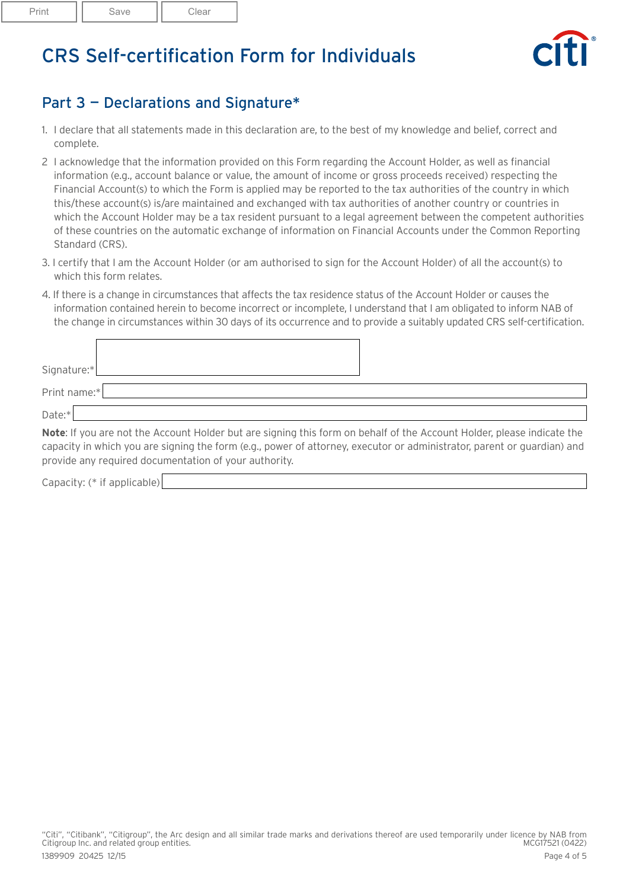# CRS Self-certification Form for Individuals

## Part 3 — Declarations and Signature*

1. I declare that all statements made in this declaration are, to the best of my knowledge and belief, correct and complete.
2. I acknowledge that the information provided on this Form regarding the Account Holder, as well as financial information (e.g., account balance or value, the amount of income or gross proceeds received) respecting the Financial Account(s) to which the Form is applied may be reported to the tax authorities of the country in which this/these account(s) is/are maintained and exchanged with tax authorities of another country or countries in which the Account Holder may be a tax resident pursuant to a legal agreement between the competent authorities of these countries on the automatic exchange of information on Financial Accounts under the Common Reporting Standard (CRS).
3. I certify that I am the Account Holder (or am authorised to sign for the Account Holder) of all the account(s) to which this form relates.
4. If there is a change in circumstances that affects the tax residence status of the Account Holder or causes the information contained herein to become incorrect or incomplete, I understand that I am obligated to inform NAB of the change in circumstances within 30 days of its occurrence and to provide a suitably updated CRS self-certification.

Signature:*

Print name:*

Date:*

**Note**: If you are not the Account Holder but are signing this form on behalf of the Account Holder, please indicate the capacity in which you are signing the form (e.g., power of attorney, executor or administrator, parent or guardian) and provide any required documentation of your authority.

Capacity: (* if applicable)

"Citi", "Citibank", "Citigroup", the Arc design and all similar trade marks and derivations thereof are used temporarily under licence by NAB from Citigroup Inc. and related group entities.

MCG17521 (0422)

1389909 20425 12/15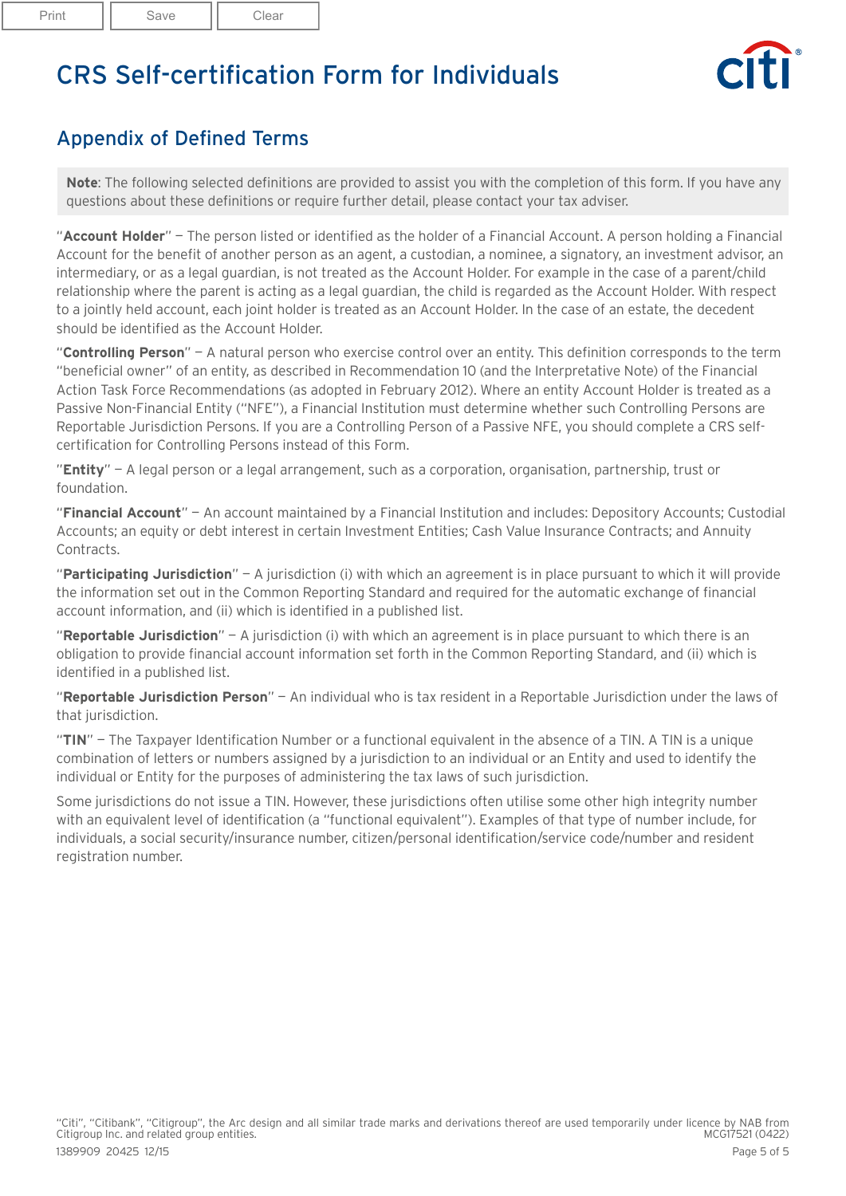# CRS Self-certification Form for Individuals

## Appendix of Defined Terms

**Note**: The following selected definitions are provided to assist you with the completion of this form. If you have any questions about these definitions or require further detail, please contact your tax adviser.

"**Account Holder**" – The person listed or identified as the holder of a Financial Account. A person holding a Financial Account for the benefit of another person as an agent, a custodian, a nominee, a signatory, an investment advisor, an intermediary, or as a legal guardian, is not treated as the Account Holder. For example in the case of a parent/child relationship where the parent is acting as a legal guardian, the child is regarded as the Account Holder. With respect to a jointly held account, each joint holder is treated as an Account Holder. In the case of an estate, the decedent should be identified as the Account Holder.

"**Controlling Person**" – A natural person who exercise control over an entity. This definition corresponds to the term "beneficial owner" of an entity, as described in Recommendation 10 (and the Interpretative Note) of the Financial Action Task Force Recommendations (as adopted in February 2012). Where an entity Account Holder is treated as a Passive Non-Financial Entity ("NFE"), a Financial Institution must determine whether such Controlling Persons are Reportable Jurisdiction Persons. If you are a Controlling Person of a Passive NFE, you should complete a CRS self-certification for Controlling Persons instead of this Form.

"**Entity**" – A legal person or a legal arrangement, such as a corporation, organisation, partnership, trust or foundation.

"**Financial Account**" – An account maintained by a Financial Institution and includes: Depository Accounts; Custodial Accounts; an equity or debt interest in certain Investment Entities; Cash Value Insurance Contracts; and Annuity Contracts.

"**Participating Jurisdiction**" – A jurisdiction (i) with which an agreement is in place pursuant to which it will provide the information set out in the Common Reporting Standard and required for the automatic exchange of financial account information, and (ii) which is identified in a published list.

"**Reportable Jurisdiction**" – A jurisdiction (i) with which an agreement is in place pursuant to which there is an obligation to provide financial account information set forth in the Common Reporting Standard, and (ii) which is identified in a published list.

"**Reportable Jurisdiction Person**" – An individual who is tax resident in a Reportable Jurisdiction under the laws of that jurisdiction.

"**TIN**" – The Taxpayer Identification Number or a functional equivalent in the absence of a TIN. A TIN is a unique combination of letters or numbers assigned by a jurisdiction to an individual or an Entity and used to identify the individual or Entity for the purposes of administering the tax laws of such jurisdiction.

Some jurisdictions do not issue a TIN. However, these jurisdictions often utilise some other high integrity number with an equivalent level of identification (a "functional equivalent"). Examples of that type of number include, for individuals, a social security/insurance number, citizen/personal identification/service code/number and resident registration number.

"Citi", "Citibank", "Citigroup", the Arc design and all similar trade marks and derivations thereof are used temporarily under licence by NAB from Citigroup Inc. and related group entities.

MCG17521 (0422)

1389909 20425 12/15